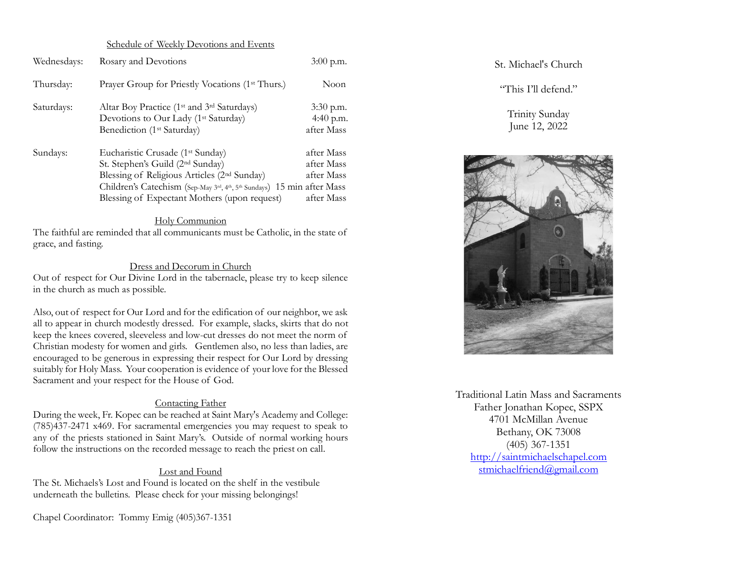## Schedule of Weekly Devotions and Events

| | | |
|---|---|---|
| Wednesdays: | Rosary and Devotions | 3:00 p.m. |
| Thursday: | Prayer Group for Priestly Vocations (1st Thurs.) | Noon |
| Saturdays: | Altar Boy Practice (1st and 3rd Saturdays) | 3:30 p.m. |
| | Devotions to Our Lady (1st Saturday) | 4:40 p.m. |
| | Benediction (1st Saturday) | after Mass |
| Sundays: | Eucharistic Crusade (1st Sunday) | after Mass |
| | St. Stephen's Guild (2nd Sunday) | after Mass |
| | Blessing of Religious Articles (2nd Sunday) | after Mass |
| | Children's Catechism (Sep-May 3rd, 4th, 5th Sundays) | 15 min after Mass |
| | Blessing of Expectant Mothers (upon request) | after Mass |

## Holy Communion

The faithful are reminded that all communicants must be Catholic, in the state of grace, and fasting.

## Dress and Decorum in Church

Out of respect for Our Divine Lord in the tabernacle, please try to keep silence in the church as much as possible.

Also, out of respect for Our Lord and for the edification of our neighbor, we ask all to appear in church modestly dressed. For example, slacks, skirts that do not keep the knees covered, sleeveless and low-cut dresses do not meet the norm of Christian modesty for women and girls. Gentlemen also, no less than ladies, are encouraged to be generous in expressing their respect for Our Lord by dressing suitably for Holy Mass. Your cooperation is evidence of your love for the Blessed Sacrament and your respect for the House of God.

## Contacting Father

During the week, Fr. Kopec can be reached at Saint Mary's Academy and College: (785)437-2471 x469. For sacramental emergencies you may request to speak to any of the priests stationed in Saint Mary's. Outside of normal working hours follow the instructions on the recorded message to reach the priest on call.

## Lost and Found

The St. Michaels's Lost and Found is located on the shelf in the vestibule underneath the bulletins. Please check for your missing belongings!

Chapel Coordinator: Tommy Emig (405)367-1351

# St. Michael's Church

"This I'll defend."

Trinity Sunday
June 12, 2022

Traditional Latin Mass and Sacraments
Father Jonathan Kopec, SSPX
4701 McMillan Avenue
Bethany, OK 73008
(405) 367-1351
http://saintmichaelschapel.com
stmichaelfriend@gmail.com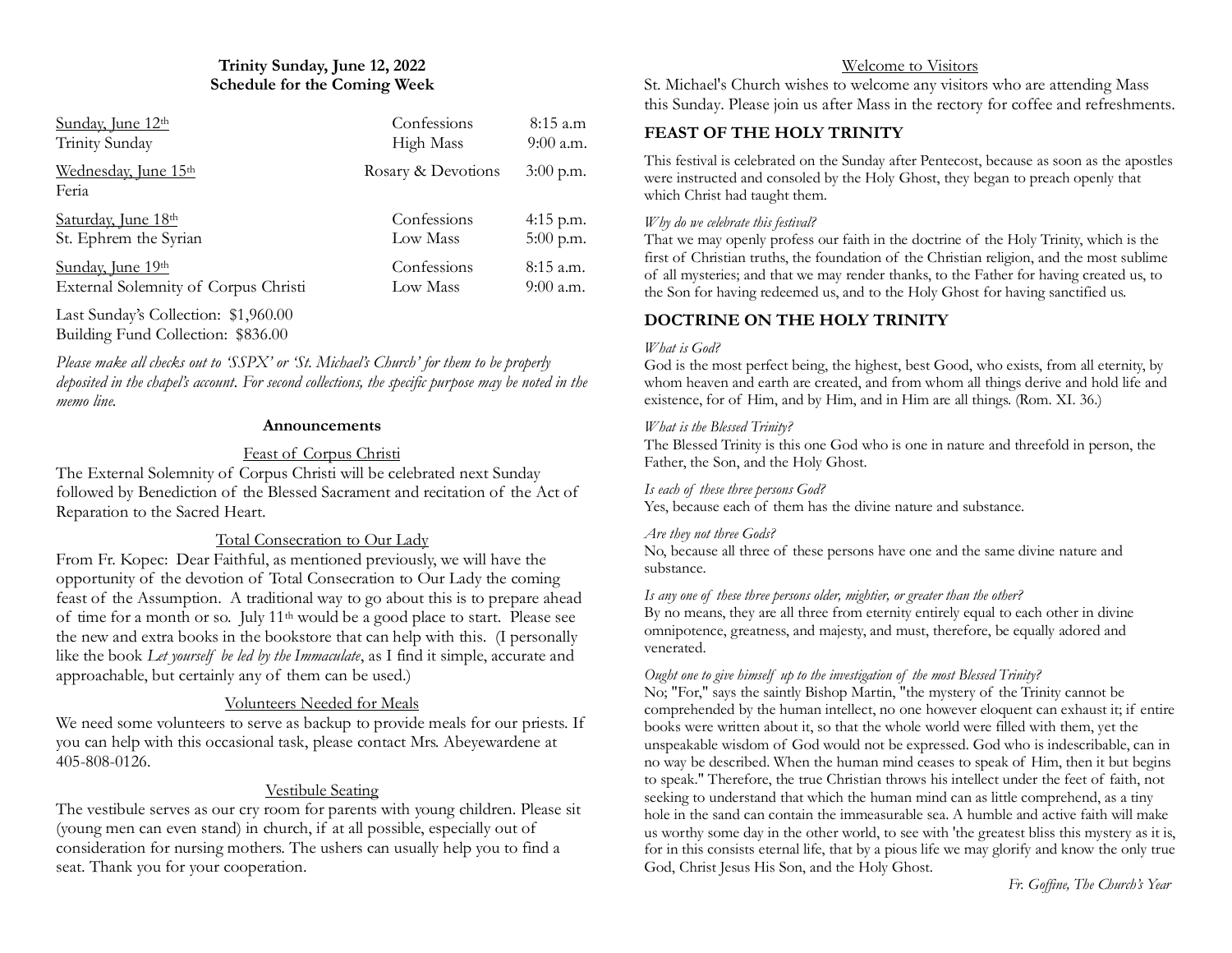**Trinity Sunday, June 12, 2022**
**Schedule for the Coming Week**

| | | |
|---|---|---|
| Sunday, June 12th<br>Trinity Sunday | Confessions<br>High Mass | 8:15 a.m<br>9:00 a.m. |
| Wednesday, June 15th<br>Feria | Rosary & Devotions | 3:00 p.m. |
| Saturday, June 18th<br>St. Ephrem the Syrian | Confessions<br>Low Mass | 4:15 p.m.<br>5:00 p.m. |
| Sunday, June 19th<br>External Solemnity of Corpus Christi | Confessions<br>Low Mass | 8:15 a.m.<br>9:00 a.m. |

Last Sunday's Collection: $1,960.00
Building Fund Collection: $836.00

*Please make all checks out to 'SSPX' or 'St. Michael's Church' for them to be properly deposited in the chapel's account. For second collections, the specific purpose may be noted in the memo line.*

**Announcements**

Feast of Corpus Christi

The External Solemnity of Corpus Christi will be celebrated next Sunday followed by Benediction of the Blessed Sacrament and recitation of the Act of Reparation to the Sacred Heart.

Total Consecration to Our Lady

From Fr. Kopec: Dear Faithful, as mentioned previously, we will have the opportunity of the devotion of Total Consecration to Our Lady the coming feast of the Assumption. A traditional way to go about this is to prepare ahead of time for a month or so. July 11th would be a good place to start. Please see the new and extra books in the bookstore that can help with this. (I personally like the book *Let yourself be led by the Immaculate*, as I find it simple, accurate and approachable, but certainly any of them can be used.)

Volunteers Needed for Meals

We need some volunteers to serve as backup to provide meals for our priests. If you can help with this occasional task, please contact Mrs. Abeyewardene at 405-808-0126.

Vestibule Seating

The vestibule serves as our cry room for parents with young children. Please sit (young men can even stand) in church, if at all possible, especially out of consideration for nursing mothers. The ushers can usually help you to find a seat. Thank you for your cooperation.

Welcome to Visitors

St. Michael's Church wishes to welcome any visitors who are attending Mass this Sunday. Please join us after Mass in the rectory for coffee and refreshments.

## FEAST OF THE HOLY TRINITY

This festival is celebrated on the Sunday after Pentecost, because as soon as the apostles were instructed and consoled by the Holy Ghost, they began to preach openly that which Christ had taught them.

*Why do we celebrate this festival?*
That we may openly profess our faith in the doctrine of the Holy Trinity, which is the first of Christian truths, the foundation of the Christian religion, and the most sublime of all mysteries; and that we may render thanks, to the Father for having created us, to the Son for having redeemed us, and to the Holy Ghost for having sanctified us.

## DOCTRINE ON THE HOLY TRINITY

*What is God?*
God is the most perfect being, the highest, best Good, who exists, from all eternity, by whom heaven and earth are created, and from whom all things derive and hold life and existence, for of Him, and by Him, and in Him are all things. (Rom. XI. 36.)

*What is the Blessed Trinity?*
The Blessed Trinity is this one God who is one in nature and threefold in person, the Father, the Son, and the Holy Ghost.

*Is each of these three persons God?*
Yes, because each of them has the divine nature and substance.

*Are they not three Gods?*
No, because all three of these persons have one and the same divine nature and substance.

*Is any one of these three persons older, mightier, or greater than the other?*
By no means, they are all three from eternity entirely equal to each other in divine omnipotence, greatness, and majesty, and must, therefore, be equally adored and venerated.

*Ought one to give himself up to the investigation of the most Blessed Trinity?*
No; "For," says the saintly Bishop Martin, "the mystery of the Trinity cannot be comprehended by the human intellect, no one however eloquent can exhaust it; if entire books were written about it, so that the whole world were filled with them, yet the unspeakable wisdom of God would not be expressed. God who is indescribable, can in no way be described. When the human mind ceases to speak of Him, then it but begins to speak." Therefore, the true Christian throws his intellect under the feet of faith, not seeking to understand that which the human mind can as little comprehend, as a tiny hole in the sand can contain the immeasurable sea. A humble and active faith will make us worthy some day in the other world, to see with 'the greatest bliss this mystery as it is, for in this consists eternal life, that by a pious life we may glorify and know the only true God, Christ Jesus His Son, and the Holy Ghost.

*Fr. Goffine, The Church's Year*